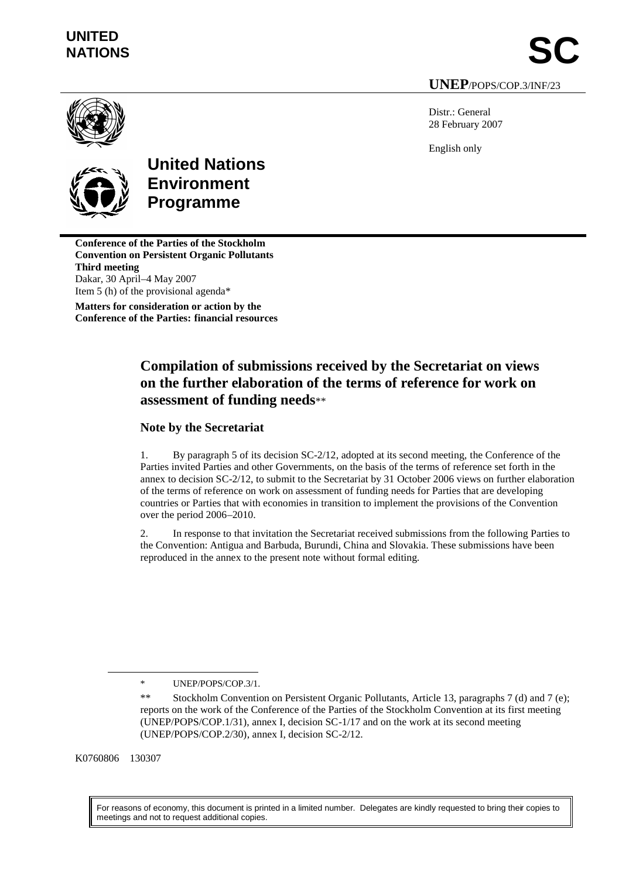**UNITED NATIONS**

# SC

**UNEP**/POPS/COP.3/INF/23

Distr.: General
28 February 2007

English only

**United Nations Environment Programme**

**Conference of the Parties of the Stockholm Convention on Persistent Organic Pollutants**
**Third meeting**
Dakar, 30 April–4 May 2007
Item 5 (h) of the provisional agenda*

**Matters for consideration or action by the Conference of the Parties: financial resources**

## Compilation of submissions received by the Secretariat on views on the further elaboration of the terms of reference for work on assessment of funding needs**

### Note by the Secretariat

1. By paragraph 5 of its decision SC-2/12, adopted at its second meeting, the Conference of the Parties invited Parties and other Governments, on the basis of the terms of reference set forth in the annex to decision SC-2/12, to submit to the Secretariat by 31 October 2006 views on further elaboration of the terms of reference on work on assessment of funding needs for Parties that are developing countries or Parties that with economies in transition to implement the provisions of the Convention over the period 2006–2010.

2. In response to that invitation the Secretariat received submissions from the following Parties to the Convention: Antigua and Barbuda, Burundi, China and Slovakia. These submissions have been reproduced in the annex to the present note without formal editing.

---

\* UNEP/POPS/COP.3/1.

\*\* Stockholm Convention on Persistent Organic Pollutants, Article 13, paragraphs 7 (d) and 7 (e); reports on the work of the Conference of the Parties of the Stockholm Convention at its first meeting (UNEP/POPS/COP.1/31), annex I, decision SC-1/17 and on the work at its second meeting (UNEP/POPS/COP.2/30), annex I, decision SC-2/12.

K0760806 130307

For reasons of economy, this document is printed in a limited number. Delegates are kindly requested to bring their copies to meetings and not to request additional copies.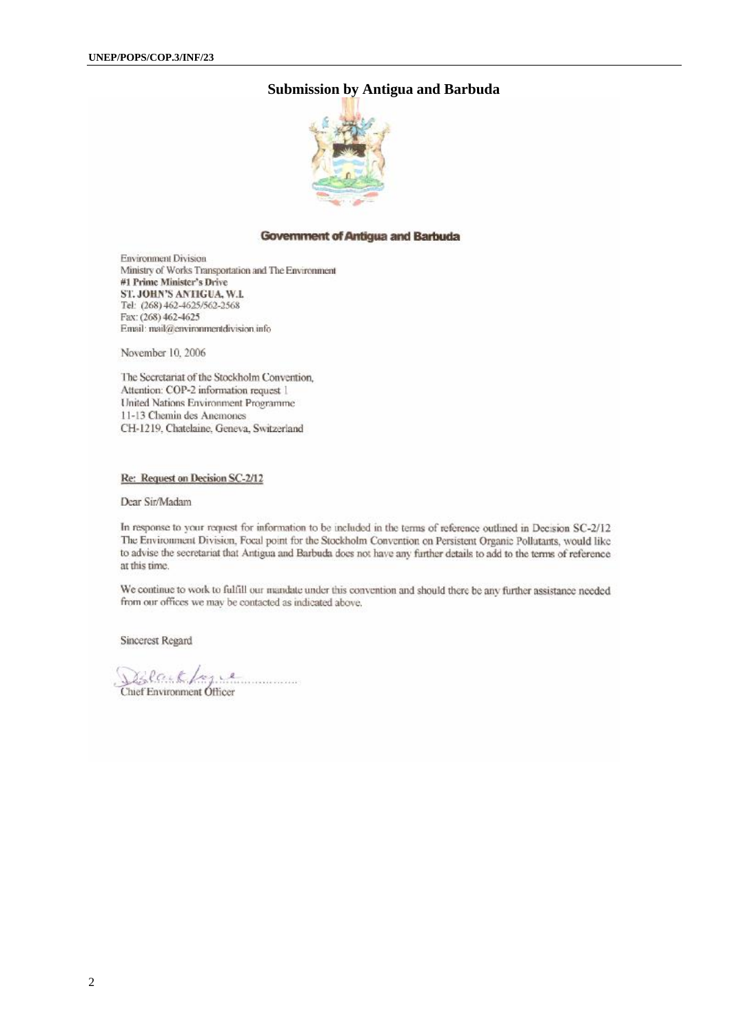# Submission by Antigua and Barbuda

**Government of Antigua and Barbuda**

Environment Division
Ministry of Works Transportation and The Environment
**#1 Prime Minister's Drive**
**ST. JOHN'S ANTIGUA, W.I.**
Tel: (268) 462-4625/562-2568
Fax: (268) 462-4625
Email: mail@environmentdivision.info

November 10, 2006

The Secretariat of the Stockholm Convention,
Attention: COP-2 information request 1
United Nations Environment Programme
11-13 Chemin des Anemones
CH-1219, Chatelaine, Geneva, Switzerland

**Re: Request on Decision SC-2/12**

Dear Sir/Madam

In response to your request for information to be included in the terms of reference outlined in Decision SC-2/12 The Environment Division, Focal point for the Stockholm Convention on Persistent Organic Pollutants, would like to advise the secretariat that Antigua and Barbuda does not have any further details to add to the terms of reference at this time.

We continue to work to fulfill our mandate under this convention and should there be any further assistance needed from our offices we may be contacted as indicated above.

Sincerest Regard

Chief Environment Officer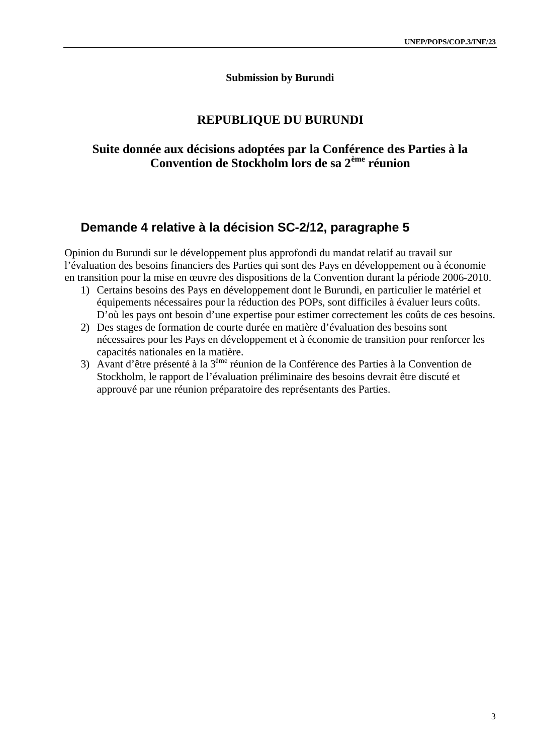**Submission by Burundi**

# REPUBLIQUE DU BURUNDI

## Suite donnée aux décisions adoptées par la Conférence des Parties à la Convention de Stockholm lors de sa 2ème réunion

### Demande 4 relative à la décision SC-2/12, paragraphe 5

Opinion du Burundi sur le développement plus approfondi du mandat relatif au travail sur l'évaluation des besoins financiers des Parties qui sont des Pays en développement ou à économie en transition pour la mise en œuvre des dispositions de la Convention durant la période 2006-2010.

1) Certains besoins des Pays en développement dont le Burundi, en particulier le matériel et équipements nécessaires pour la réduction des POPs, sont difficiles à évaluer leurs coûts. D'où les pays ont besoin d'une expertise pour estimer correctement les coûts de ces besoins.
2) Des stages de formation de courte durée en matière d'évaluation des besoins sont nécessaires pour les Pays en développement et à économie de transition pour renforcer les capacités nationales en la matière.
3) Avant d'être présenté à la 3ème réunion de la Conférence des Parties à la Convention de Stockholm, le rapport de l'évaluation préliminaire des besoins devrait être discuté et approuvé par une réunion préparatoire des représentants des Parties.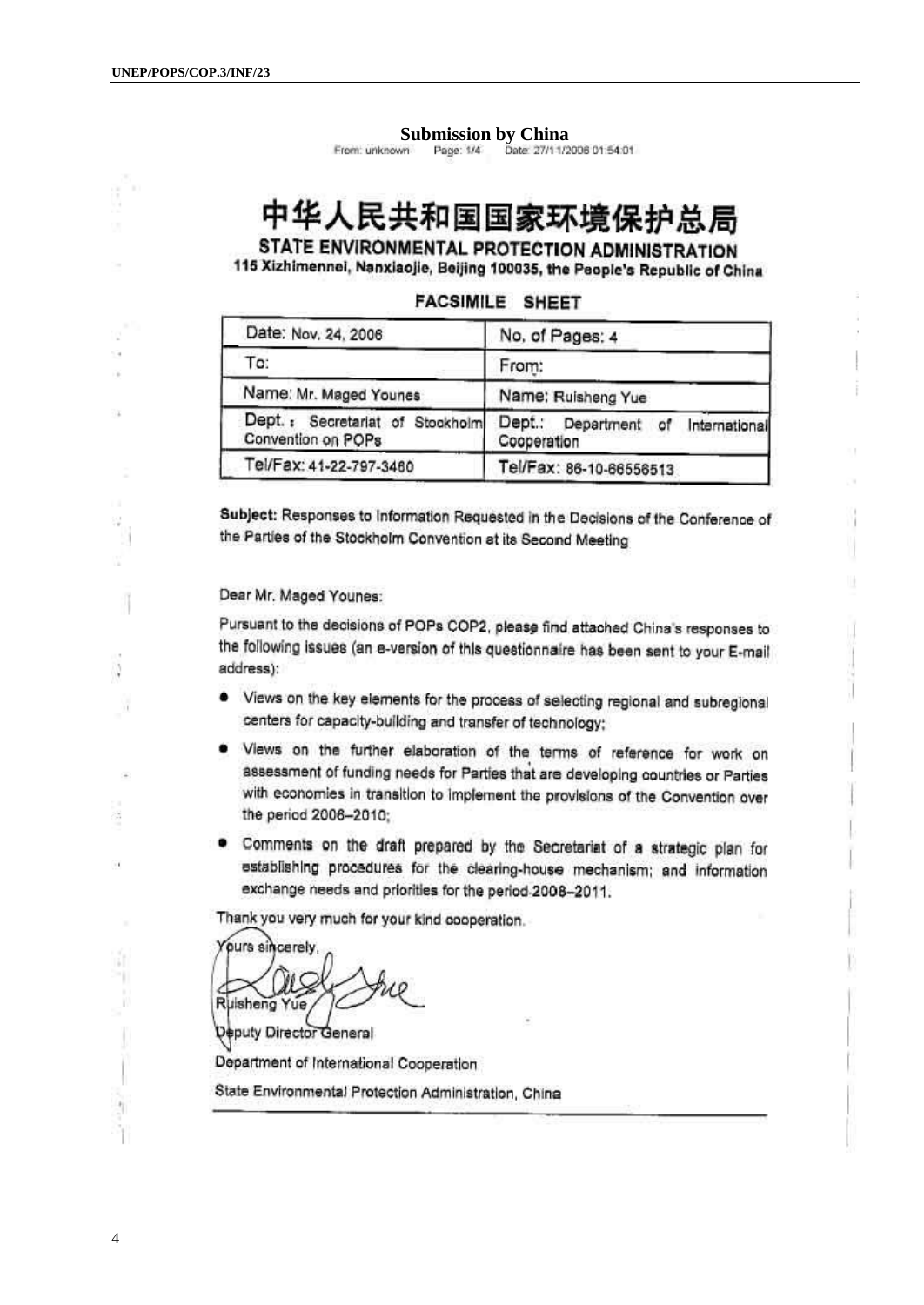## Submission by China

From: unknown Page: 1/4 Date: 27/11/2006 01:54:01

# 中华人民共和国国家环境保护总局

**STATE ENVIRONMENTAL PROTECTION ADMINISTRATION**

**115 Xizhimennei, Nanxiaojie, Beijing 100035, the People's Republic of China**

### FACSIMILE SHEET

| Date: Nov. 24, 2006 | No. of Pages: 4 |
|---|---|
| To: | From: |
| Name: Mr. Maged Younes | Name: Ruisheng Yue |
| Dept.: Secretariat of Stockholm Convention on POPs | Dept.: Department of International Cooperation |
| Tel/Fax: 41-22-797-3460 | Tel/Fax: 86-10-66556513 |

**Subject:** Responses to Information Requested in the Decisions of the Conference of the Parties of the Stockholm Convention at its Second Meeting

Dear Mr. Maged Younes:

Pursuant to the decisions of POPs COP2, please find attached China's responses to the following issues (an e-version of this questionnaire has been sent to your E-mail address):

- Views on the key elements for the process of selecting regional and subregional centers for capacity-building and transfer of technology;
- Views on the further elaboration of the terms of reference for work on assessment of funding needs for Parties that are developing countries or Parties with economies in transition to implement the provisions of the Convention over the period 2006–2010;
- Comments on the draft prepared by the Secretariat of a strategic plan for establishing procedures for the clearing-house mechanism; and information exchange needs and priorities for the period 2008–2011.

Thank you very much for your kind cooperation.

Yours sincerely,

Ruisheng Yue

Deputy Director General

Department of International Cooperation

State Environmental Protection Administration, China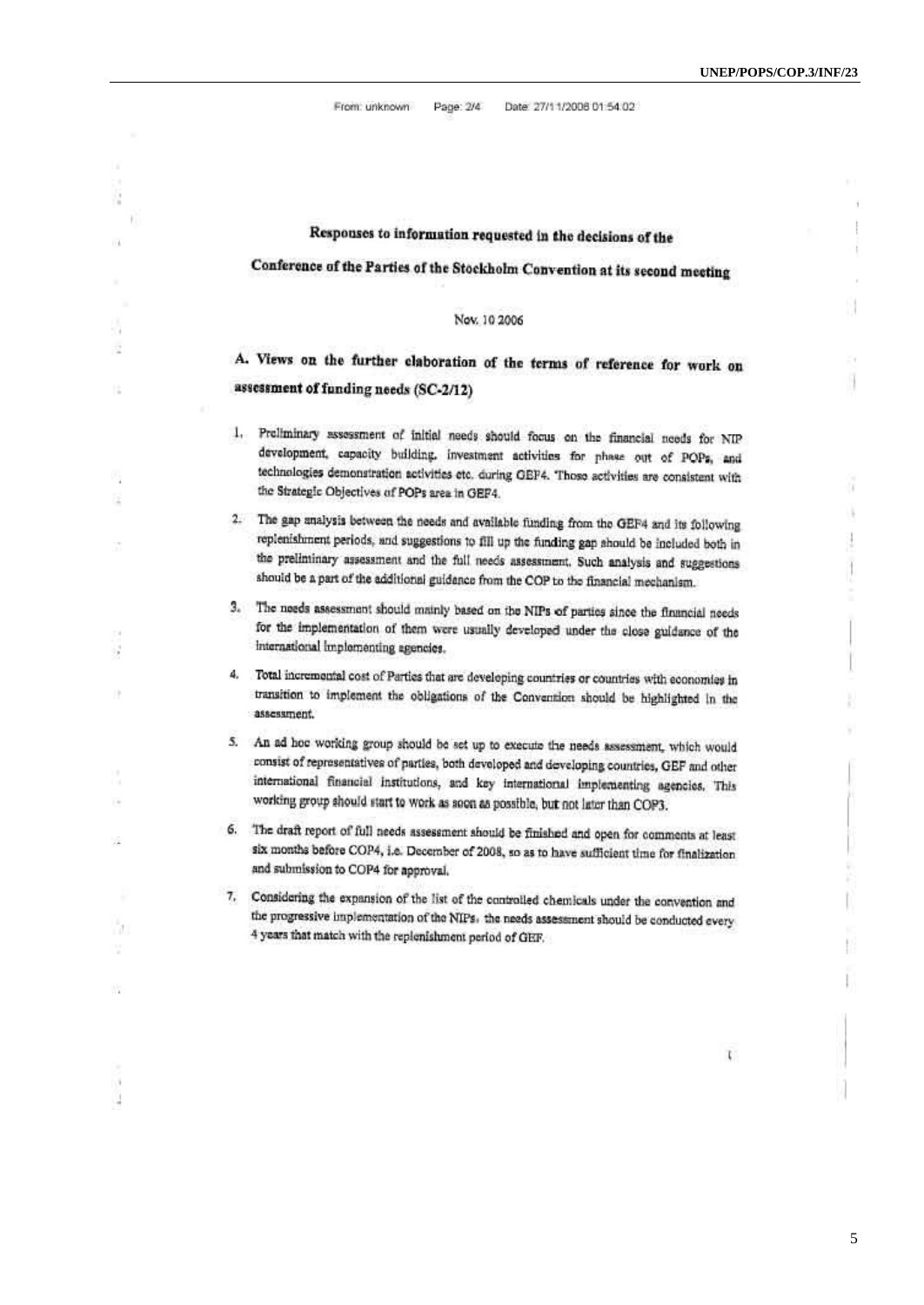From: unknown Page: 2/4 Date: 27/11/2006 01:54:02

## Responses to information requested in the decisions of the Conference of the Parties of the Stockholm Convention at its second meeting

Nov. 10 2006

### A. Views on the further elaboration of the terms of reference for work on assessment of funding needs (SC-2/12)

1. Preliminary assessment of initial needs should focus on the financial needs for NIP development, capacity building, investment activities for phase out of POPs, and technologies demonstration activities etc. during GEF4. Those activities are consistent with the Strategic Objectives of POPs area in GEF4.
2. The gap analysis between the needs and available funding from the GEF4 and its following replenishment periods, and suggestions to fill up the funding gap should be included both in the preliminary assessment and the full needs assessment. Such analysis and suggestions should be a part of the additional guidance from the COP to the financial mechanism.
3. The needs assessment should mainly based on the NIPs of parties since the financial needs for the implementation of them were usually developed under the close guidance of the international implementing agencies.
4. Total incremental cost of Parties that are developing countries or countries with economies in transition to implement the obligations of the Convention should be highlighted in the assessment.
5. An ad hoc working group should be set up to execute the needs assessment, which would consist of representatives of parties, both developed and developing countries, GEF and other international financial institutions, and key international implementing agencies. This working group should start to work as soon as possible, but not later than COP3.
6. The draft report of full needs assessment should be finished and open for comments at least six months before COP4, i.e. December of 2008, so as to have sufficient time for finalization and submission to COP4 for approval.
7. Considering the expansion of the list of the controlled chemicals under the convention and the progressive implementation of the NIPs, the needs assessment should be conducted every 4 years that match with the replenishment period of GEF.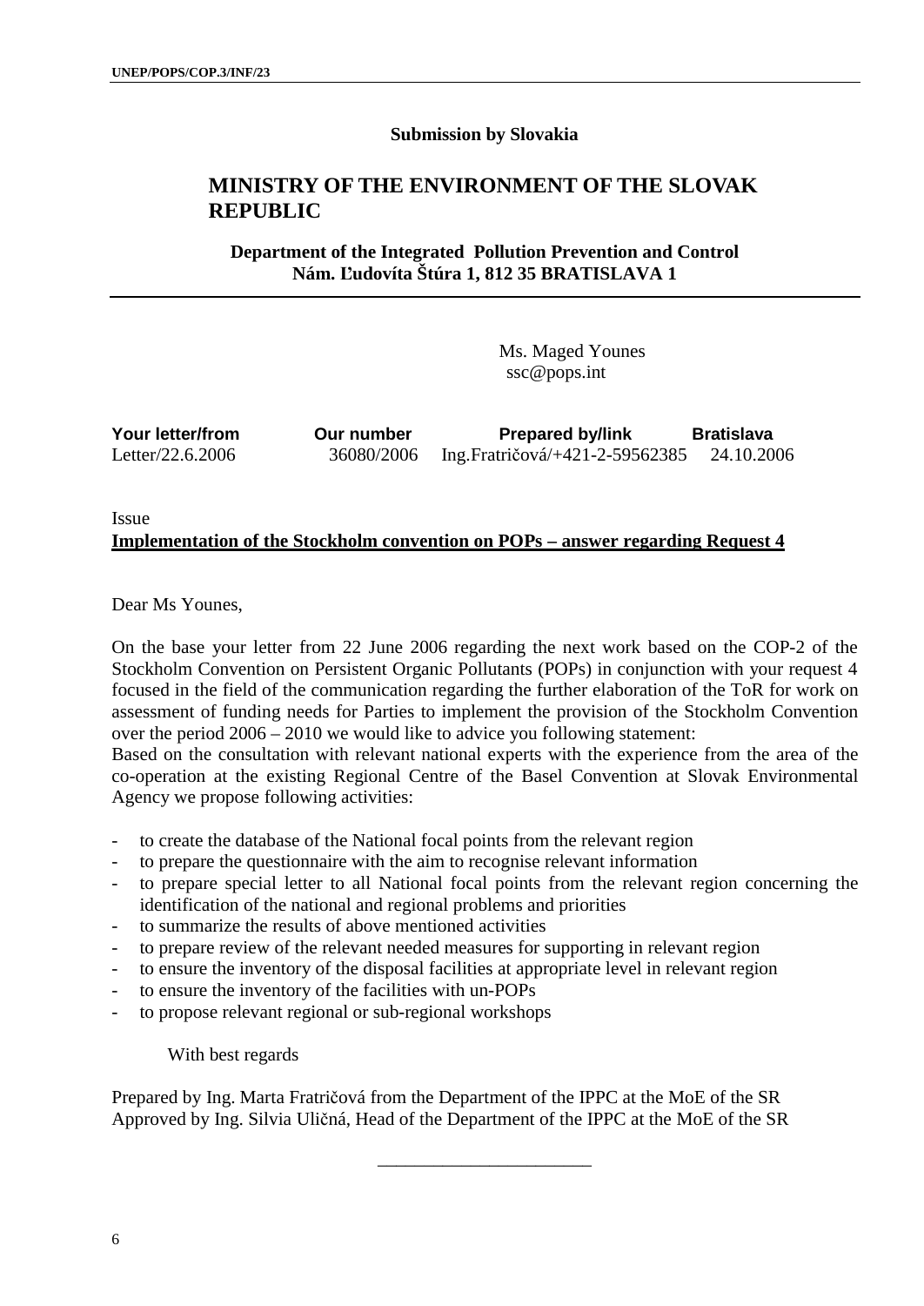**Submission by Slovakia**

## MINISTRY OF THE ENVIRONMENT OF THE SLOVAK REPUBLIC

**Department of the Integrated Pollution Prevention and Control**
**Nám. Ľudovíta Štúra 1, 812 35 BRATISLAVA 1**

---

Ms. Maged Younes
ssc@pops.int

| Your letter/from | Our number | Prepared by/link | Bratislava |
|---|---|---|---|
| Letter/22.6.2006 | 36080/2006 | Ing.Fratričová/+421-2-59562385 | 24.10.2006 |

Issue
**Implementation of the Stockholm convention on POPs – answer regarding Request 4**

Dear Ms Younes,

On the base your letter from 22 June 2006 regarding the next work based on the COP-2 of the Stockholm Convention on Persistent Organic Pollutants (POPs) in conjunction with your request 4 focused in the field of the communication regarding the further elaboration of the ToR for work on assessment of funding needs for Parties to implement the provision of the Stockholm Convention over the period 2006 – 2010 we would like to advice you following statement:
Based on the consultation with relevant national experts with the experience from the area of the co-operation at the existing Regional Centre of the Basel Convention at Slovak Environmental Agency we propose following activities:

- to create the database of the National focal points from the relevant region
- to prepare the questionnaire with the aim to recognise relevant information
- to prepare special letter to all National focal points from the relevant region concerning the identification of the national and regional problems and priorities
- to summarize the results of above mentioned activities
- to prepare review of the relevant needed measures for supporting in relevant region
- to ensure the inventory of the disposal facilities at appropriate level in relevant region
- to ensure the inventory of the facilities with un-POPs
- to propose relevant regional or sub-regional workshops

With best regards

Prepared by Ing. Marta Fratričová from the Department of the IPPC at the MoE of the SR
Approved by Ing. Silvia Uličná, Head of the Department of the IPPC at the MoE of the SR

_______________________